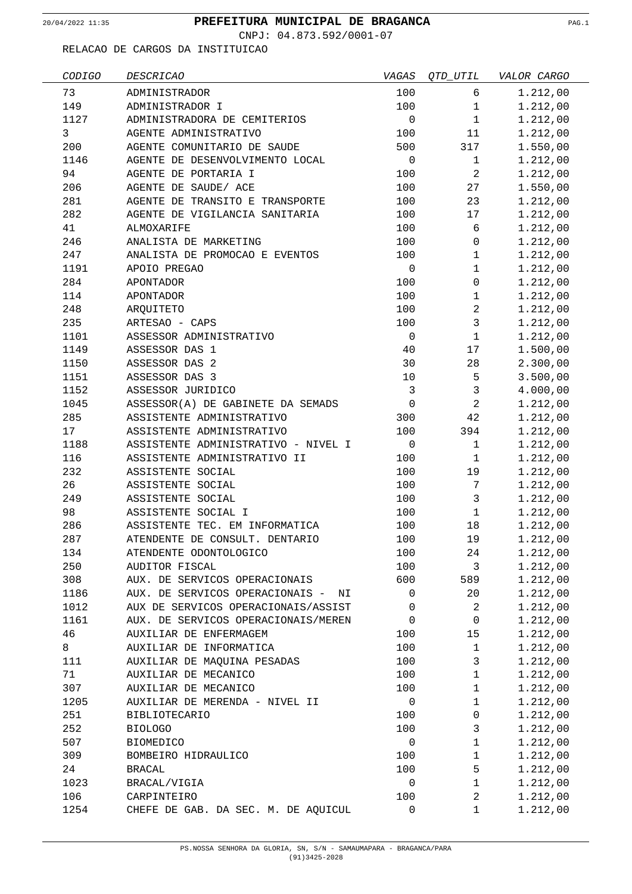# PREFEITURA MUNICIPAL DE BRAGANCA

CNPJ: 04.873.592/0001-07

RELACAO DE CARGOS DA INSTITUICAO

| CODIGO | DESCRICAO | VAGAS | QTD_UTIL | VALOR CARGO |
|---|---|---|---|---|
| 73 | ADMINISTRADOR | 100 | 6 | 1.212,00 |
| 149 | ADMINISTRADOR I | 100 | 1 | 1.212,00 |
| 1127 | ADMINISTRADORA DE CEMITERIOS | 0 | 1 | 1.212,00 |
| 3 | AGENTE ADMINISTRATIVO | 100 | 11 | 1.212,00 |
| 200 | AGENTE COMUNITARIO DE SAUDE | 500 | 317 | 1.550,00 |
| 1146 | AGENTE DE DESENVOLVIMENTO LOCAL | 0 | 1 | 1.212,00 |
| 94 | AGENTE DE PORTARIA I | 100 | 2 | 1.212,00 |
| 206 | AGENTE DE SAUDE/ ACE | 100 | 27 | 1.550,00 |
| 281 | AGENTE DE TRANSITO E TRANSPORTE | 100 | 23 | 1.212,00 |
| 282 | AGENTE DE VIGILANCIA SANITARIA | 100 | 17 | 1.212,00 |
| 41 | ALMOXARIFE | 100 | 6 | 1.212,00 |
| 246 | ANALISTA DE MARKETING | 100 | 0 | 1.212,00 |
| 247 | ANALISTA DE PROMOCAO E EVENTOS | 100 | 1 | 1.212,00 |
| 1191 | APOIO PREGAO | 0 | 1 | 1.212,00 |
| 284 | APONTADOR | 100 | 0 | 1.212,00 |
| 114 | APONTADOR | 100 | 1 | 1.212,00 |
| 248 | ARQUITETO | 100 | 2 | 1.212,00 |
| 235 | ARTESAO - CAPS | 100 | 3 | 1.212,00 |
| 1101 | ASSESSOR ADMINISTRATIVO | 0 | 1 | 1.212,00 |
| 1149 | ASSESSOR DAS 1 | 40 | 17 | 1.500,00 |
| 1150 | ASSESSOR DAS 2 | 30 | 28 | 2.300,00 |
| 1151 | ASSESSOR DAS 3 | 10 | 5 | 3.500,00 |
| 1152 | ASSESSOR JURIDICO | 3 | 3 | 4.000,00 |
| 1045 | ASSESSOR(A) DE GABINETE DA SEMADS | 0 | 2 | 1.212,00 |
| 285 | ASSISTENTE ADMINISTRATIVO | 300 | 42 | 1.212,00 |
| 17 | ASSISTENTE ADMINISTRATIVO | 100 | 394 | 1.212,00 |
| 1188 | ASSISTENTE ADMINISTRATIVO - NIVEL I | 0 | 1 | 1.212,00 |
| 116 | ASSISTENTE ADMINISTRATIVO II | 100 | 1 | 1.212,00 |
| 232 | ASSISTENTE SOCIAL | 100 | 19 | 1.212,00 |
| 26 | ASSISTENTE SOCIAL | 100 | 7 | 1.212,00 |
| 249 | ASSISTENTE SOCIAL | 100 | 3 | 1.212,00 |
| 98 | ASSISTENTE SOCIAL I | 100 | 1 | 1.212,00 |
| 286 | ASSISTENTE TEC. EM INFORMATICA | 100 | 18 | 1.212,00 |
| 287 | ATENDENTE DE CONSULT. DENTARIO | 100 | 19 | 1.212,00 |
| 134 | ATENDENTE ODONTOLOGICO | 100 | 24 | 1.212,00 |
| 250 | AUDITOR FISCAL | 100 | 3 | 1.212,00 |
| 308 | AUX. DE SERVICOS OPERACIONAIS | 600 | 589 | 1.212,00 |
| 1186 | AUX. DE SERVICOS OPERACIONAIS - NI | 0 | 20 | 1.212,00 |
| 1012 | AUX DE SERVICOS OPERACIONAIS/ASSIST | 0 | 2 | 1.212,00 |
| 1161 | AUX. DE SERVICOS OPERACIONAIS/MEREN | 0 | 0 | 1.212,00 |
| 46 | AUXILIAR DE ENFERMAGEM | 100 | 15 | 1.212,00 |
| 8 | AUXILIAR DE INFORMATICA | 100 | 1 | 1.212,00 |
| 111 | AUXILIAR DE MAQUINA PESADAS | 100 | 3 | 1.212,00 |
| 71 | AUXILIAR DE MECANICO | 100 | 1 | 1.212,00 |
| 307 | AUXILIAR DE MECANICO | 100 | 1 | 1.212,00 |
| 1205 | AUXILIAR DE MERENDA - NIVEL II | 0 | 1 | 1.212,00 |
| 251 | BIBLIOTECARIO | 100 | 0 | 1.212,00 |
| 252 | BIOLOGO | 100 | 3 | 1.212,00 |
| 507 | BIOMEDICO | 0 | 1 | 1.212,00 |
| 309 | BOMBEIRO HIDRAULICO | 100 | 1 | 1.212,00 |
| 24 | BRACAL | 100 | 5 | 1.212,00 |
| 1023 | BRACAL/VIGIA | 0 | 1 | 1.212,00 |
| 106 | CARPINTEIRO | 100 | 2 | 1.212,00 |
| 1254 | CHEFE DE GAB. DA SEC. M. DE AQUICUL | 0 | 1 | 1.212,00 |

PS.NOSSA SENHORA DA GLORIA, SN, S/N - SAMAUMAPARA - BRAGANCA/PARA
(91)3425-2028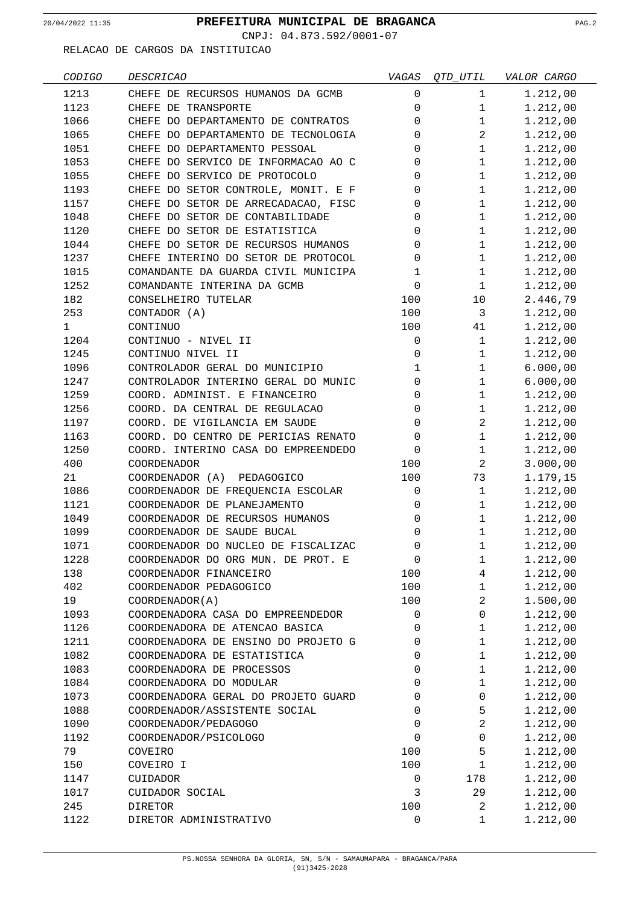# PREFEITURA MUNICIPAL DE BRAGANCA

CNPJ: 04.873.592/0001-07

RELACAO DE CARGOS DA INSTITUICAO

| CODIGO | DESCRICAO | VAGAS | QTD_UTIL | VALOR CARGO |
|---|---|---|---|---|
| 1213 | CHEFE DE RECURSOS HUMANOS DA GCMB | 0 | 1 | 1.212,00 |
| 1123 | CHEFE DE TRANSPORTE | 0 | 1 | 1.212,00 |
| 1066 | CHEFE DO DEPARTAMENTO DE CONTRATOS | 0 | 1 | 1.212,00 |
| 1065 | CHEFE DO DEPARTAMENTO DE TECNOLOGIA | 0 | 2 | 1.212,00 |
| 1051 | CHEFE DO DEPARTAMENTO PESSOAL | 0 | 1 | 1.212,00 |
| 1053 | CHEFE DO SERVICO DE INFORMACAO AO C | 0 | 1 | 1.212,00 |
| 1055 | CHEFE DO SERVICO DE PROTOCOLO | 0 | 1 | 1.212,00 |
| 1193 | CHEFE DO SETOR CONTROLE, MONIT. E F | 0 | 1 | 1.212,00 |
| 1157 | CHEFE DO SETOR DE ARRECADACAO, FISC | 0 | 1 | 1.212,00 |
| 1048 | CHEFE DO SETOR DE CONTABILIDADE | 0 | 1 | 1.212,00 |
| 1120 | CHEFE DO SETOR DE ESTATISTICA | 0 | 1 | 1.212,00 |
| 1044 | CHEFE DO SETOR DE RECURSOS HUMANOS | 0 | 1 | 1.212,00 |
| 1237 | CHEFE INTERINO DO SETOR DE PROTOCOL | 0 | 1 | 1.212,00 |
| 1015 | COMANDANTE DA GUARDA CIVIL MUNICIPA | 1 | 1 | 1.212,00 |
| 1252 | COMANDANTE INTERINA DA GCMB | 0 | 1 | 1.212,00 |
| 182 | CONSELHEIRO TUTELAR | 100 | 10 | 2.446,79 |
| 253 | CONTADOR (A) | 100 | 3 | 1.212,00 |
| 1 | CONTINUO | 100 | 41 | 1.212,00 |
| 1204 | CONTINUO - NIVEL II | 0 | 1 | 1.212,00 |
| 1245 | CONTINUO NIVEL II | 0 | 1 | 1.212,00 |
| 1096 | CONTROLADOR GERAL DO MUNICIPIO | 1 | 1 | 6.000,00 |
| 1247 | CONTROLADOR INTERINO GERAL DO MUNIC | 0 | 1 | 6.000,00 |
| 1259 | COORD. ADMINIST. E FINANCEIRO | 0 | 1 | 1.212,00 |
| 1256 | COORD. DA CENTRAL DE REGULACAO | 0 | 1 | 1.212,00 |
| 1197 | COORD. DE VIGILANCIA EM SAUDE | 0 | 2 | 1.212,00 |
| 1163 | COORD. DO CENTRO DE PERICIAS RENATO | 0 | 1 | 1.212,00 |
| 1250 | COORD. INTERINO CASA DO EMPREENDEDO | 0 | 1 | 1.212,00 |
| 400 | COORDENADOR | 100 | 2 | 3.000,00 |
| 21 | COORDENADOR (A) PEDAGOGICO | 100 | 73 | 1.179,15 |
| 1086 | COORDENADOR DE FREQUENCIA ESCOLAR | 0 | 1 | 1.212,00 |
| 1121 | COORDENADOR DE PLANEJAMENTO | 0 | 1 | 1.212,00 |
| 1049 | COORDENADOR DE RECURSOS HUMANOS | 0 | 1 | 1.212,00 |
| 1099 | COORDENADOR DE SAUDE BUCAL | 0 | 1 | 1.212,00 |
| 1071 | COORDENADOR DO NUCLEO DE FISCALIZAC | 0 | 1 | 1.212,00 |
| 1228 | COORDENADOR DO ORG MUN. DE PROT. E | 0 | 1 | 1.212,00 |
| 138 | COORDENADOR FINANCEIRO | 100 | 4 | 1.212,00 |
| 402 | COORDENADOR PEDAGOGICO | 100 | 1 | 1.212,00 |
| 19 | COORDENADOR(A) | 100 | 2 | 1.500,00 |
| 1093 | COORDENADORA CASA DO EMPREENDEDOR | 0 | 0 | 1.212,00 |
| 1126 | COORDENADORA DE ATENCAO BASICA | 0 | 1 | 1.212,00 |
| 1211 | COORDENADORA DE ENSINO DO PROJETO G | 0 | 1 | 1.212,00 |
| 1082 | COORDENADORA DE ESTATISTICA | 0 | 1 | 1.212,00 |
| 1083 | COORDENADORA DE PROCESSOS | 0 | 1 | 1.212,00 |
| 1084 | COORDENADORA DO MODULAR | 0 | 1 | 1.212,00 |
| 1073 | COORDENADORA GERAL DO PROJETO GUARD | 0 | 0 | 1.212,00 |
| 1088 | COORDENADOR/ASSISTENTE SOCIAL | 0 | 5 | 1.212,00 |
| 1090 | COORDENADOR/PEDAGOGO | 0 | 2 | 1.212,00 |
| 1192 | COORDENADOR/PSICOLOGO | 0 | 0 | 1.212,00 |
| 79 | COVEIRO | 100 | 5 | 1.212,00 |
| 150 | COVEIRO I | 100 | 1 | 1.212,00 |
| 1147 | CUIDADOR | 0 | 178 | 1.212,00 |
| 1017 | CUIDADOR SOCIAL | 3 | 29 | 1.212,00 |
| 245 | DIRETOR | 100 | 2 | 1.212,00 |
| 1122 | DIRETOR ADMINISTRATIVO | 0 | 1 | 1.212,00 |

PS.NOSSA SENHORA DA GLORIA, SN, S/N - SAMAUMAPARA - BRAGANCA/PARA
(91)3425-2028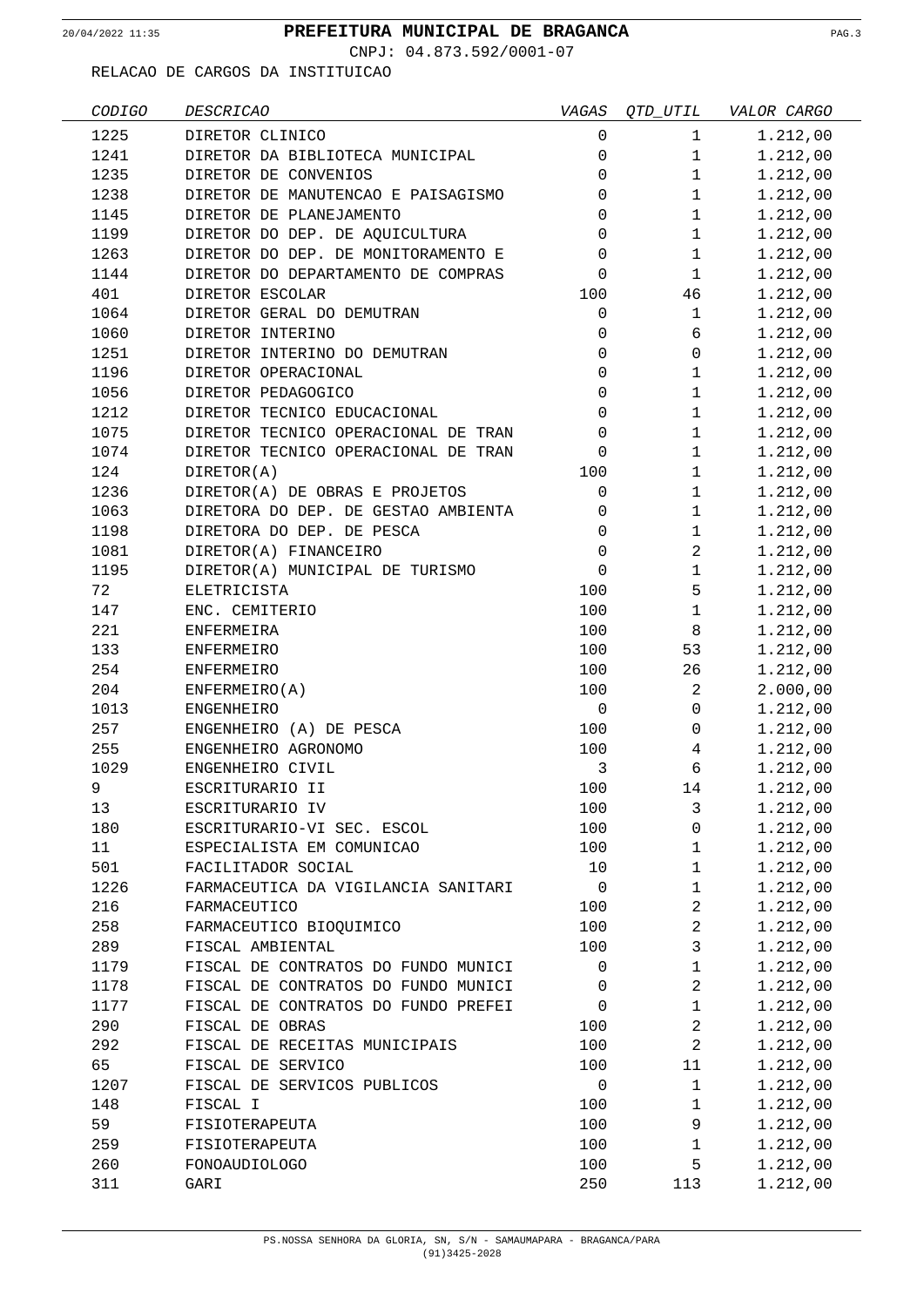# PREFEITURA MUNICIPAL DE BRAGANCA

CNPJ: 04.873.592/0001-07

RELACAO DE CARGOS DA INSTITUICAO

| CODIGO | DESCRICAO | VAGAS | QTD_UTIL | VALOR CARGO |
|---|---|---|---|---|
| 1225 | DIRETOR CLINICO | 0 | 1 | 1.212,00 |
| 1241 | DIRETOR DA BIBLIOTECA MUNICIPAL | 0 | 1 | 1.212,00 |
| 1235 | DIRETOR DE CONVENIOS | 0 | 1 | 1.212,00 |
| 1238 | DIRETOR DE MANUTENCAO E PAISAGISMO | 0 | 1 | 1.212,00 |
| 1145 | DIRETOR DE PLANEJAMENTO | 0 | 1 | 1.212,00 |
| 1199 | DIRETOR DO DEP. DE AQUICULTURA | 0 | 1 | 1.212,00 |
| 1263 | DIRETOR DO DEP. DE MONITORAMENTO E | 0 | 1 | 1.212,00 |
| 1144 | DIRETOR DO DEPARTAMENTO DE COMPRAS | 0 | 1 | 1.212,00 |
| 401 | DIRETOR ESCOLAR | 100 | 46 | 1.212,00 |
| 1064 | DIRETOR GERAL DO DEMUTRAN | 0 | 1 | 1.212,00 |
| 1060 | DIRETOR INTERINO | 0 | 6 | 1.212,00 |
| 1251 | DIRETOR INTERINO DO DEMUTRAN | 0 | 0 | 1.212,00 |
| 1196 | DIRETOR OPERACIONAL | 0 | 1 | 1.212,00 |
| 1056 | DIRETOR PEDAGOGICO | 0 | 1 | 1.212,00 |
| 1212 | DIRETOR TECNICO EDUCACIONAL | 0 | 1 | 1.212,00 |
| 1075 | DIRETOR TECNICO OPERACIONAL DE TRAN | 0 | 1 | 1.212,00 |
| 1074 | DIRETOR TECNICO OPERACIONAL DE TRAN | 0 | 1 | 1.212,00 |
| 124 | DIRETOR(A) | 100 | 1 | 1.212,00 |
| 1236 | DIRETOR(A) DE OBRAS E PROJETOS | 0 | 1 | 1.212,00 |
| 1063 | DIRETORA DO DEP. DE GESTAO AMBIENTA | 0 | 1 | 1.212,00 |
| 1198 | DIRETORA DO DEP. DE PESCA | 0 | 1 | 1.212,00 |
| 1081 | DIRETOR(A) FINANCEIRO | 0 | 2 | 1.212,00 |
| 1195 | DIRETOR(A) MUNICIPAL DE TURISMO | 0 | 1 | 1.212,00 |
| 72 | ELETRICISTA | 100 | 5 | 1.212,00 |
| 147 | ENC. CEMITERIO | 100 | 1 | 1.212,00 |
| 221 | ENFERMEIRA | 100 | 8 | 1.212,00 |
| 133 | ENFERMEIRO | 100 | 53 | 1.212,00 |
| 254 | ENFERMEIRO | 100 | 26 | 1.212,00 |
| 204 | ENFERMEIRO(A) | 100 | 2 | 2.000,00 |
| 1013 | ENGENHEIRO | 0 | 0 | 1.212,00 |
| 257 | ENGENHEIRO (A) DE PESCA | 100 | 0 | 1.212,00 |
| 255 | ENGENHEIRO AGRONOMO | 100 | 4 | 1.212,00 |
| 1029 | ENGENHEIRO CIVIL | 3 | 6 | 1.212,00 |
| 9 | ESCRITURARIO II | 100 | 14 | 1.212,00 |
| 13 | ESCRITURARIO IV | 100 | 3 | 1.212,00 |
| 180 | ESCRITURARIO-VI SEC. ESCOL | 100 | 0 | 1.212,00 |
| 11 | ESPECIALISTA EM COMUNICAO | 100 | 1 | 1.212,00 |
| 501 | FACILITADOR SOCIAL | 10 | 1 | 1.212,00 |
| 1226 | FARMACEUTICA DA VIGILANCIA SANITARI | 0 | 1 | 1.212,00 |
| 216 | FARMACEUTICO | 100 | 2 | 1.212,00 |
| 258 | FARMACEUTICO BIOQUIMICO | 100 | 2 | 1.212,00 |
| 289 | FISCAL AMBIENTAL | 100 | 3 | 1.212,00 |
| 1179 | FISCAL DE CONTRATOS DO FUNDO MUNICI | 0 | 1 | 1.212,00 |
| 1178 | FISCAL DE CONTRATOS DO FUNDO MUNICI | 0 | 2 | 1.212,00 |
| 1177 | FISCAL DE CONTRATOS DO FUNDO PREFEI | 0 | 1 | 1.212,00 |
| 290 | FISCAL DE OBRAS | 100 | 2 | 1.212,00 |
| 292 | FISCAL DE RECEITAS MUNICIPAIS | 100 | 2 | 1.212,00 |
| 65 | FISCAL DE SERVICO | 100 | 11 | 1.212,00 |
| 1207 | FISCAL DE SERVICOS PUBLICOS | 0 | 1 | 1.212,00 |
| 148 | FISCAL I | 100 | 1 | 1.212,00 |
| 59 | FISIOTERAPEUTA | 100 | 9 | 1.212,00 |
| 259 | FISIOTERAPEUTA | 100 | 1 | 1.212,00 |
| 260 | FONOAUDIOLOGO | 100 | 5 | 1.212,00 |
| 311 | GARI | 250 | 113 | 1.212,00 |

PS.NOSSA SENHORA DA GLORIA, SN, S/N - SAMAUMAPARA - BRAGANCA/PARA
(91)3425-2028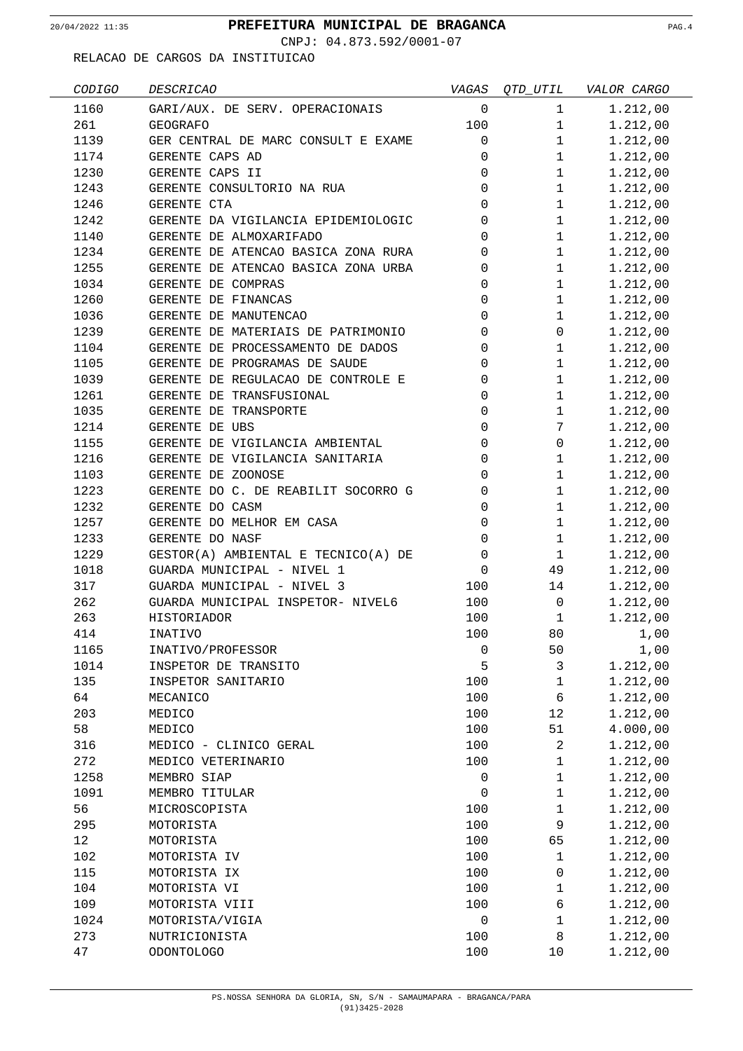# PREFEITURA MUNICIPAL DE BRAGANCA

CNPJ: 04.873.592/0001-07

RELACAO DE CARGOS DA INSTITUICAO

| CODIGO | DESCRICAO | VAGAS | QTD_UTIL | VALOR CARGO |
|---|---|---|---|---|
| 1160 | GARI/AUX. DE SERV. OPERACIONAIS | 0 | 1 | 1.212,00 |
| 261 | GEOGRAFO | 100 | 1 | 1.212,00 |
| 1139 | GER CENTRAL DE MARC CONSULT E EXAME | 0 | 1 | 1.212,00 |
| 1174 | GERENTE CAPS AD | 0 | 1 | 1.212,00 |
| 1230 | GERENTE CAPS II | 0 | 1 | 1.212,00 |
| 1243 | GERENTE CONSULTORIO NA RUA | 0 | 1 | 1.212,00 |
| 1246 | GERENTE CTA | 0 | 1 | 1.212,00 |
| 1242 | GERENTE DA VIGILANCIA EPIDEMIOLOGIC | 0 | 1 | 1.212,00 |
| 1140 | GERENTE DE ALMOXARIFADO | 0 | 1 | 1.212,00 |
| 1234 | GERENTE DE ATENCAO BASICA ZONA RURA | 0 | 1 | 1.212,00 |
| 1255 | GERENTE DE ATENCAO BASICA ZONA URBA | 0 | 1 | 1.212,00 |
| 1034 | GERENTE DE COMPRAS | 0 | 1 | 1.212,00 |
| 1260 | GERENTE DE FINANCAS | 0 | 1 | 1.212,00 |
| 1036 | GERENTE DE MANUTENCAO | 0 | 1 | 1.212,00 |
| 1239 | GERENTE DE MATERIAIS DE PATRIMONIO | 0 | 0 | 1.212,00 |
| 1104 | GERENTE DE PROCESSAMENTO DE DADOS | 0 | 1 | 1.212,00 |
| 1105 | GERENTE DE PROGRAMAS DE SAUDE | 0 | 1 | 1.212,00 |
| 1039 | GERENTE DE REGULACAO DE CONTROLE E | 0 | 1 | 1.212,00 |
| 1261 | GERENTE DE TRANSFUSIONAL | 0 | 1 | 1.212,00 |
| 1035 | GERENTE DE TRANSPORTE | 0 | 1 | 1.212,00 |
| 1214 | GERENTE DE UBS | 0 | 7 | 1.212,00 |
| 1155 | GERENTE DE VIGILANCIA AMBIENTAL | 0 | 0 | 1.212,00 |
| 1216 | GERENTE DE VIGILANCIA SANITARIA | 0 | 1 | 1.212,00 |
| 1103 | GERENTE DE ZOONOSE | 0 | 1 | 1.212,00 |
| 1223 | GERENTE DO C. DE REABILIT SOCORRO G | 0 | 1 | 1.212,00 |
| 1232 | GERENTE DO CASM | 0 | 1 | 1.212,00 |
| 1257 | GERENTE DO MELHOR EM CASA | 0 | 1 | 1.212,00 |
| 1233 | GERENTE DO NASF | 0 | 1 | 1.212,00 |
| 1229 | GESTOR(A) AMBIENTAL E TECNICO(A) DE | 0 | 1 | 1.212,00 |
| 1018 | GUARDA MUNICIPAL - NIVEL 1 | 0 | 49 | 1.212,00 |
| 317 | GUARDA MUNICIPAL - NIVEL 3 | 100 | 14 | 1.212,00 |
| 262 | GUARDA MUNICIPAL INSPETOR- NIVEL6 | 100 | 0 | 1.212,00 |
| 263 | HISTORIADOR | 100 | 1 | 1.212,00 |
| 414 | INATIVO | 100 | 80 | 1,00 |
| 1165 | INATIVO/PROFESSOR | 0 | 50 | 1,00 |
| 1014 | INSPETOR DE TRANSITO | 5 | 3 | 1.212,00 |
| 135 | INSPETOR SANITARIO | 100 | 1 | 1.212,00 |
| 64 | MECANICO | 100 | 6 | 1.212,00 |
| 203 | MEDICO | 100 | 12 | 1.212,00 |
| 58 | MEDICO | 100 | 51 | 4.000,00 |
| 316 | MEDICO - CLINICO GERAL | 100 | 2 | 1.212,00 |
| 272 | MEDICO VETERINARIO | 100 | 1 | 1.212,00 |
| 1258 | MEMBRO SIAP | 0 | 1 | 1.212,00 |
| 1091 | MEMBRO TITULAR | 0 | 1 | 1.212,00 |
| 56 | MICROSCOPISTA | 100 | 1 | 1.212,00 |
| 295 | MOTORISTA | 100 | 9 | 1.212,00 |
| 12 | MOTORISTA | 100 | 65 | 1.212,00 |
| 102 | MOTORISTA IV | 100 | 1 | 1.212,00 |
| 115 | MOTORISTA IX | 100 | 0 | 1.212,00 |
| 104 | MOTORISTA VI | 100 | 1 | 1.212,00 |
| 109 | MOTORISTA VIII | 100 | 6 | 1.212,00 |
| 1024 | MOTORISTA/VIGIA | 0 | 1 | 1.212,00 |
| 273 | NUTRICIONISTA | 100 | 8 | 1.212,00 |
| 47 | ODONTOLOGO | 100 | 10 | 1.212,00 |

PS.NOSSA SENHORA DA GLORIA, SN, S/N - SAMAUMAPARA - BRAGANCA/PARA
(91)3425-2028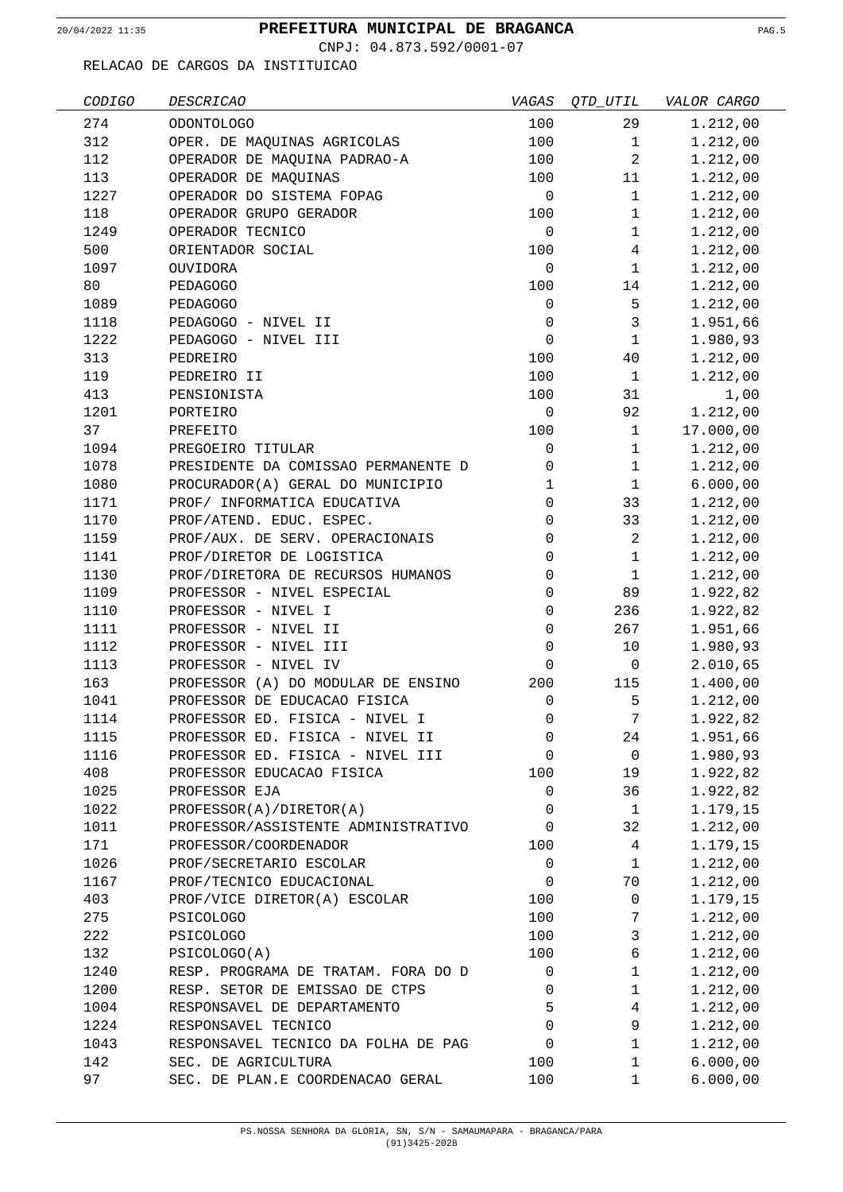# PREFEITURA MUNICIPAL DE BRAGANCA

CNPJ: 04.873.592/0001-07

RELACAO DE CARGOS DA INSTITUICAO

| CODIGO | DESCRICAO | VAGAS | QTD_UTIL | VALOR CARGO |
|---|---|---|---|---|
| 274 | ODONTOLOGO | 100 | 29 | 1.212,00 |
| 312 | OPER. DE MAQUINAS AGRICOLAS | 100 | 1 | 1.212,00 |
| 112 | OPERADOR DE MAQUINA PADRAO-A | 100 | 2 | 1.212,00 |
| 113 | OPERADOR DE MAQUINAS | 100 | 11 | 1.212,00 |
| 1227 | OPERADOR DO SISTEMA FOPAG | 0 | 1 | 1.212,00 |
| 118 | OPERADOR GRUPO GERADOR | 100 | 1 | 1.212,00 |
| 1249 | OPERADOR TECNICO | 0 | 1 | 1.212,00 |
| 500 | ORIENTADOR SOCIAL | 100 | 4 | 1.212,00 |
| 1097 | OUVIDORA | 0 | 1 | 1.212,00 |
| 80 | PEDAGOGO | 100 | 14 | 1.212,00 |
| 1089 | PEDAGOGO | 0 | 5 | 1.212,00 |
| 1118 | PEDAGOGO - NIVEL II | 0 | 3 | 1.951,66 |
| 1222 | PEDAGOGO - NIVEL III | 0 | 1 | 1.980,93 |
| 313 | PEDREIRO | 100 | 40 | 1.212,00 |
| 119 | PEDREIRO II | 100 | 1 | 1.212,00 |
| 413 | PENSIONISTA | 100 | 31 | 1,00 |
| 1201 | PORTEIRO | 0 | 92 | 1.212,00 |
| 37 | PREFEITO | 100 | 1 | 17.000,00 |
| 1094 | PREGOEIRO TITULAR | 0 | 1 | 1.212,00 |
| 1078 | PRESIDENTE DA COMISSAO PERMANENTE D | 0 | 1 | 1.212,00 |
| 1080 | PROCURADOR(A) GERAL DO MUNICIPIO | 1 | 1 | 6.000,00 |
| 1171 | PROF/ INFORMATICA EDUCATIVA | 0 | 33 | 1.212,00 |
| 1170 | PROF/ATEND. EDUC. ESPEC. | 0 | 33 | 1.212,00 |
| 1159 | PROF/AUX. DE SERV. OPERACIONAIS | 0 | 2 | 1.212,00 |
| 1141 | PROF/DIRETOR DE LOGISTICA | 0 | 1 | 1.212,00 |
| 1130 | PROF/DIRETORA DE RECURSOS HUMANOS | 0 | 1 | 1.212,00 |
| 1109 | PROFESSOR - NIVEL ESPECIAL | 0 | 89 | 1.922,82 |
| 1110 | PROFESSOR - NIVEL I | 0 | 236 | 1.922,82 |
| 1111 | PROFESSOR - NIVEL II | 0 | 267 | 1.951,66 |
| 1112 | PROFESSOR - NIVEL III | 0 | 10 | 1.980,93 |
| 1113 | PROFESSOR - NIVEL IV | 0 | 0 | 2.010,65 |
| 163 | PROFESSOR (A) DO MODULAR DE ENSINO | 200 | 115 | 1.400,00 |
| 1041 | PROFESSOR DE EDUCACAO FISICA | 0 | 5 | 1.212,00 |
| 1114 | PROFESSOR ED. FISICA - NIVEL I | 0 | 7 | 1.922,82 |
| 1115 | PROFESSOR ED. FISICA - NIVEL II | 0 | 24 | 1.951,66 |
| 1116 | PROFESSOR ED. FISICA - NIVEL III | 0 | 0 | 1.980,93 |
| 408 | PROFESSOR EDUCACAO FISICA | 100 | 19 | 1.922,82 |
| 1025 | PROFESSOR EJA | 0 | 36 | 1.922,82 |
| 1022 | PROFESSOR(A)/DIRETOR(A) | 0 | 1 | 1.179,15 |
| 1011 | PROFESSOR/ASSISTENTE ADMINISTRATIVO | 0 | 32 | 1.212,00 |
| 171 | PROFESSOR/COORDENADOR | 100 | 4 | 1.179,15 |
| 1026 | PROF/SECRETARIO ESCOLAR | 0 | 1 | 1.212,00 |
| 1167 | PROF/TECNICO EDUCACIONAL | 0 | 70 | 1.212,00 |
| 403 | PROF/VICE DIRETOR(A) ESCOLAR | 100 | 0 | 1.179,15 |
| 275 | PSICOLOGO | 100 | 7 | 1.212,00 |
| 222 | PSICOLOGO | 100 | 3 | 1.212,00 |
| 132 | PSICOLOGO(A) | 100 | 6 | 1.212,00 |
| 1240 | RESP. PROGRAMA DE TRATAM. FORA DO D | 0 | 1 | 1.212,00 |
| 1200 | RESP. SETOR DE EMISSAO DE CTPS | 0 | 1 | 1.212,00 |
| 1004 | RESPONSAVEL DE DEPARTAMENTO | 5 | 4 | 1.212,00 |
| 1224 | RESPONSAVEL TECNICO | 0 | 9 | 1.212,00 |
| 1043 | RESPONSAVEL TECNICO DA FOLHA DE PAG | 0 | 1 | 1.212,00 |
| 142 | SEC. DE AGRICULTURA | 100 | 1 | 6.000,00 |
| 97 | SEC. DE PLAN.E COORDENACAO GERAL | 100 | 1 | 6.000,00 |

PS.NOSSA SENHORA DA GLORIA, SN, S/N - SAMAUMAPARA - BRAGANCA/PARA
(91)3425-2028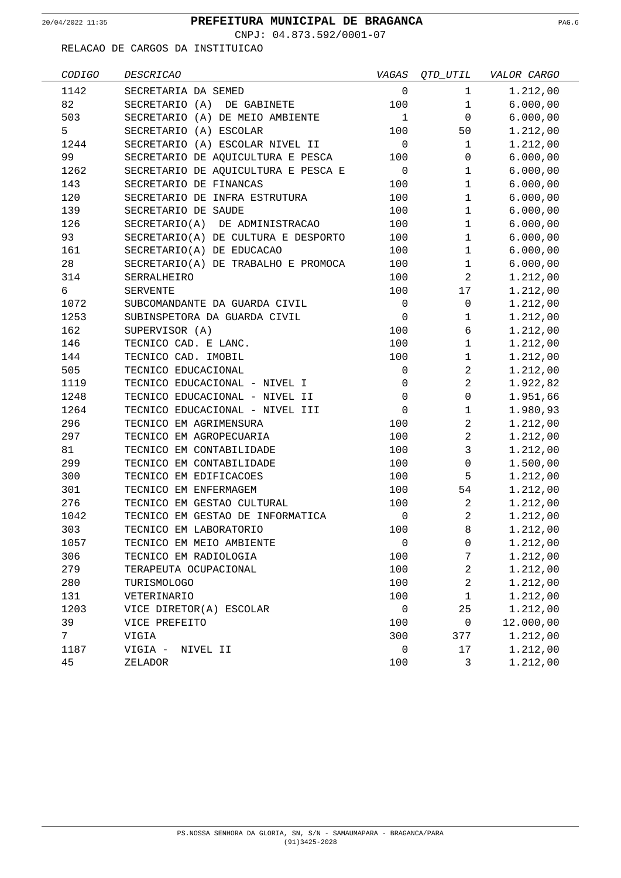# PREFEITURA MUNICIPAL DE BRAGANCA

CNPJ: 04.873.592/0001-07

RELACAO DE CARGOS DA INSTITUICAO

| *CODIGO* | *DESCRICAO* | *VAGAS* | *QTD_UTIL* | *VALOR CARGO* |
|---|---|---|---|---|
| 1142 | SECRETARIA DA SEMED | 0 | 1 | 1.212,00 |
| 82 | SECRETARIO (A) DE GABINETE | 100 | 1 | 6.000,00 |
| 503 | SECRETARIO (A) DE MEIO AMBIENTE | 1 | 0 | 6.000,00 |
| 5 | SECRETARIO (A) ESCOLAR | 100 | 50 | 1.212,00 |
| 1244 | SECRETARIO (A) ESCOLAR NIVEL II | 0 | 1 | 1.212,00 |
| 99 | SECRETARIO DE AQUICULTURA E PESCA | 100 | 0 | 6.000,00 |
| 1262 | SECRETARIO DE AQUICULTURA E PESCA E | 0 | 1 | 6.000,00 |
| 143 | SECRETARIO DE FINANCAS | 100 | 1 | 6.000,00 |
| 120 | SECRETARIO DE INFRA ESTRUTURA | 100 | 1 | 6.000,00 |
| 139 | SECRETARIO DE SAUDE | 100 | 1 | 6.000,00 |
| 126 | SECRETARIO(A) DE ADMINISTRACAO | 100 | 1 | 6.000,00 |
| 93 | SECRETARIO(A) DE CULTURA E DESPORTO | 100 | 1 | 6.000,00 |
| 161 | SECRETARIO(A) DE EDUCACAO | 100 | 1 | 6.000,00 |
| 28 | SECRETARIO(A) DE TRABALHO E PROMOCA | 100 | 1 | 6.000,00 |
| 314 | SERRALHEIRO | 100 | 2 | 1.212,00 |
| 6 | SERVENTE | 100 | 17 | 1.212,00 |
| 1072 | SUBCOMANDANTE DA GUARDA CIVIL | 0 | 0 | 1.212,00 |
| 1253 | SUBINSPETORA DA GUARDA CIVIL | 0 | 1 | 1.212,00 |
| 162 | SUPERVISOR (A) | 100 | 6 | 1.212,00 |
| 146 | TECNICO CAD. E LANC. | 100 | 1 | 1.212,00 |
| 144 | TECNICO CAD. IMOBIL | 100 | 1 | 1.212,00 |
| 505 | TECNICO EDUCACIONAL | 0 | 2 | 1.212,00 |
| 1119 | TECNICO EDUCACIONAL - NIVEL I | 0 | 2 | 1.922,82 |
| 1248 | TECNICO EDUCACIONAL - NIVEL II | 0 | 0 | 1.951,66 |
| 1264 | TECNICO EDUCACIONAL - NIVEL III | 0 | 1 | 1.980,93 |
| 296 | TECNICO EM AGRIMENSURA | 100 | 2 | 1.212,00 |
| 297 | TECNICO EM AGROPECUARIA | 100 | 2 | 1.212,00 |
| 81 | TECNICO EM CONTABILIDADE | 100 | 3 | 1.212,00 |
| 299 | TECNICO EM CONTABILIDADE | 100 | 0 | 1.500,00 |
| 300 | TECNICO EM EDIFICACOES | 100 | 5 | 1.212,00 |
| 301 | TECNICO EM ENFERMAGEM | 100 | 54 | 1.212,00 |
| 276 | TECNICO EM GESTAO CULTURAL | 100 | 2 | 1.212,00 |
| 1042 | TECNICO EM GESTAO DE INFORMATICA | 0 | 2 | 1.212,00 |
| 303 | TECNICO EM LABORATORIO | 100 | 8 | 1.212,00 |
| 1057 | TECNICO EM MEIO AMBIENTE | 0 | 0 | 1.212,00 |
| 306 | TECNICO EM RADIOLOGIA | 100 | 7 | 1.212,00 |
| 279 | TERAPEUTA OCUPACIONAL | 100 | 2 | 1.212,00 |
| 280 | TURISMOLOGO | 100 | 2 | 1.212,00 |
| 131 | VETERINARIO | 100 | 1 | 1.212,00 |
| 1203 | VICE DIRETOR(A) ESCOLAR | 0 | 25 | 1.212,00 |
| 39 | VICE PREFEITO | 100 | 0 | 12.000,00 |
| 7 | VIGIA | 300 | 377 | 1.212,00 |
| 1187 | VIGIA - NIVEL II | 0 | 17 | 1.212,00 |
| 45 | ZELADOR | 100 | 3 | 1.212,00 |

PS.NOSSA SENHORA DA GLORIA, SN, S/N - SAMAUMAPARA - BRAGANCA/PARA
(91)3425-2028